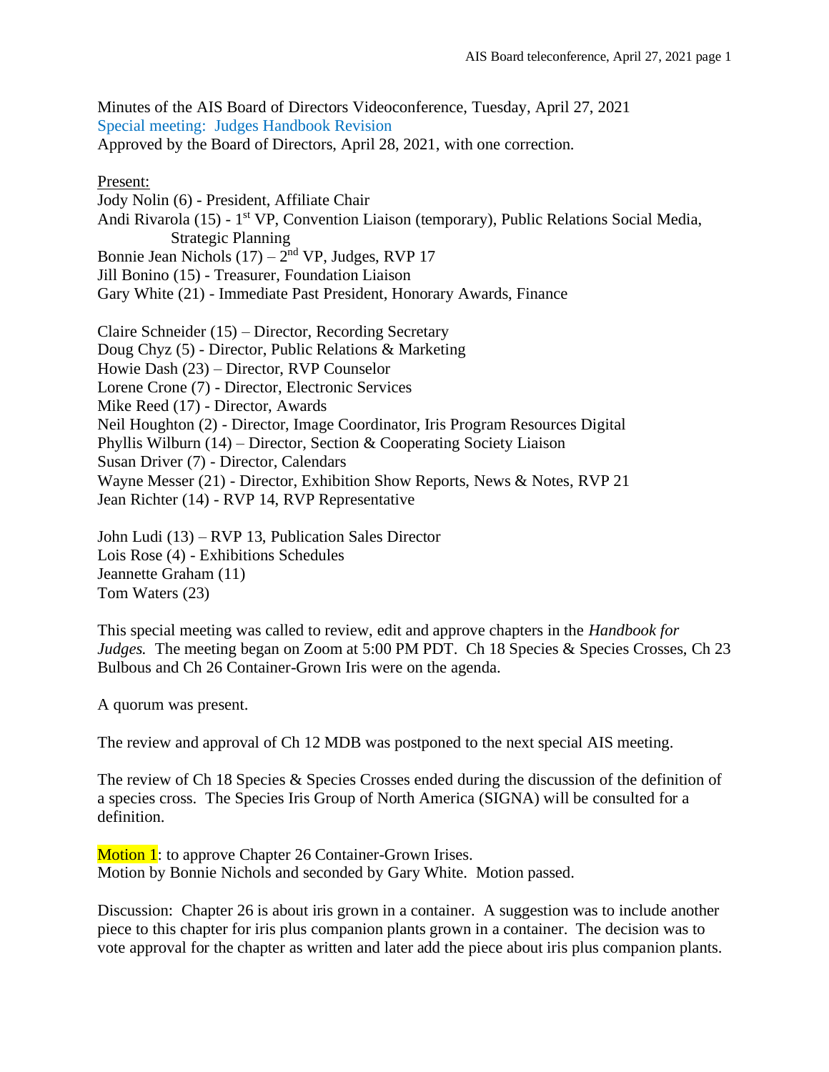Minutes of the AIS Board of Directors Videoconference, Tuesday, April 27, 2021

Special meeting: Judges Handbook Revision

Approved by the Board of Directors, April 28, 2021, with one correction.

Present:

Jody Nolin (6) - President, Affiliate Chair
Andi Rivarola (15) - 1st VP, Convention Liaison (temporary), Public Relations Social Media, Strategic Planning
Bonnie Jean Nichols (17) – 2nd VP, Judges, RVP 17
Jill Bonino (15) - Treasurer, Foundation Liaison
Gary White (21) - Immediate Past President, Honorary Awards, Finance

Claire Schneider (15) – Director, Recording Secretary
Doug Chyz (5) - Director, Public Relations & Marketing
Howie Dash (23) – Director, RVP Counselor
Lorene Crone (7) - Director, Electronic Services
Mike Reed (17) - Director, Awards
Neil Houghton (2) - Director, Image Coordinator, Iris Program Resources Digital
Phyllis Wilburn (14) – Director, Section & Cooperating Society Liaison
Susan Driver (7) - Director, Calendars
Wayne Messer (21) - Director, Exhibition Show Reports, News & Notes, RVP 21
Jean Richter (14) - RVP 14, RVP Representative

John Ludi (13) – RVP 13, Publication Sales Director
Lois Rose (4) - Exhibitions Schedules
Jeannette Graham (11)
Tom Waters (23)

This special meeting was called to review, edit and approve chapters in the *Handbook for Judges.* The meeting began on Zoom at 5:00 PM PDT. Ch 18 Species & Species Crosses, Ch 23 Bulbous and Ch 26 Container-Grown Iris were on the agenda.

A quorum was present.

The review and approval of Ch 12 MDB was postponed to the next special AIS meeting.

The review of Ch 18 Species & Species Crosses ended during the discussion of the definition of a species cross. The Species Iris Group of North America (SIGNA) will be consulted for a definition.

Motion 1: to approve Chapter 26 Container-Grown Irises.
Motion by Bonnie Nichols and seconded by Gary White. Motion passed.

Discussion: Chapter 26 is about iris grown in a container. A suggestion was to include another piece to this chapter for iris plus companion plants grown in a container. The decision was to vote approval for the chapter as written and later add the piece about iris plus companion plants.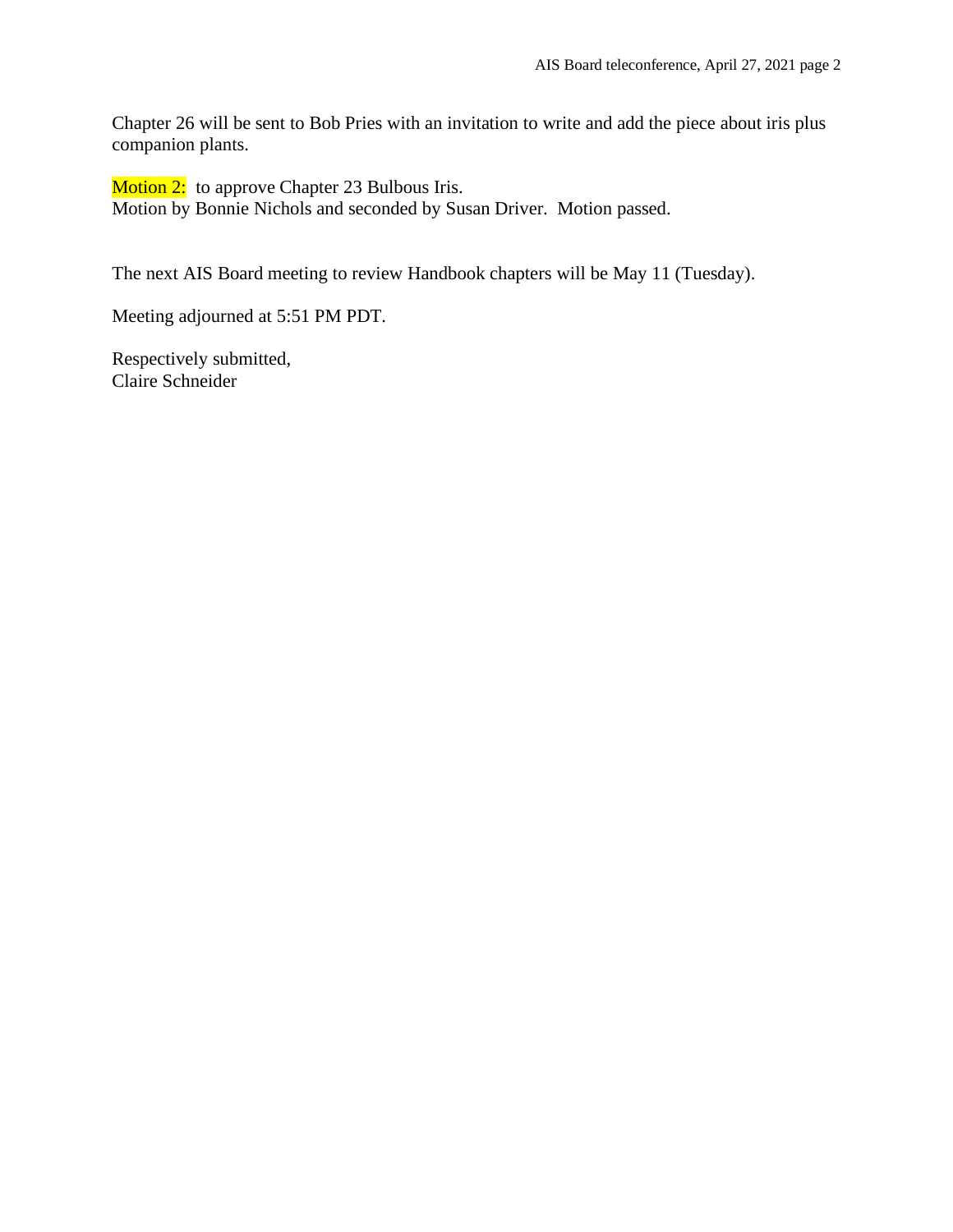Chapter 26 will be sent to Bob Pries with an invitation to write and add the piece about iris plus companion plants.

Motion 2: to approve Chapter 23 Bulbous Iris.
Motion by Bonnie Nichols and seconded by Susan Driver. Motion passed.

The next AIS Board meeting to review Handbook chapters will be May 11 (Tuesday).

Meeting adjourned at 5:51 PM PDT.

Respectively submitted,
Claire Schneider